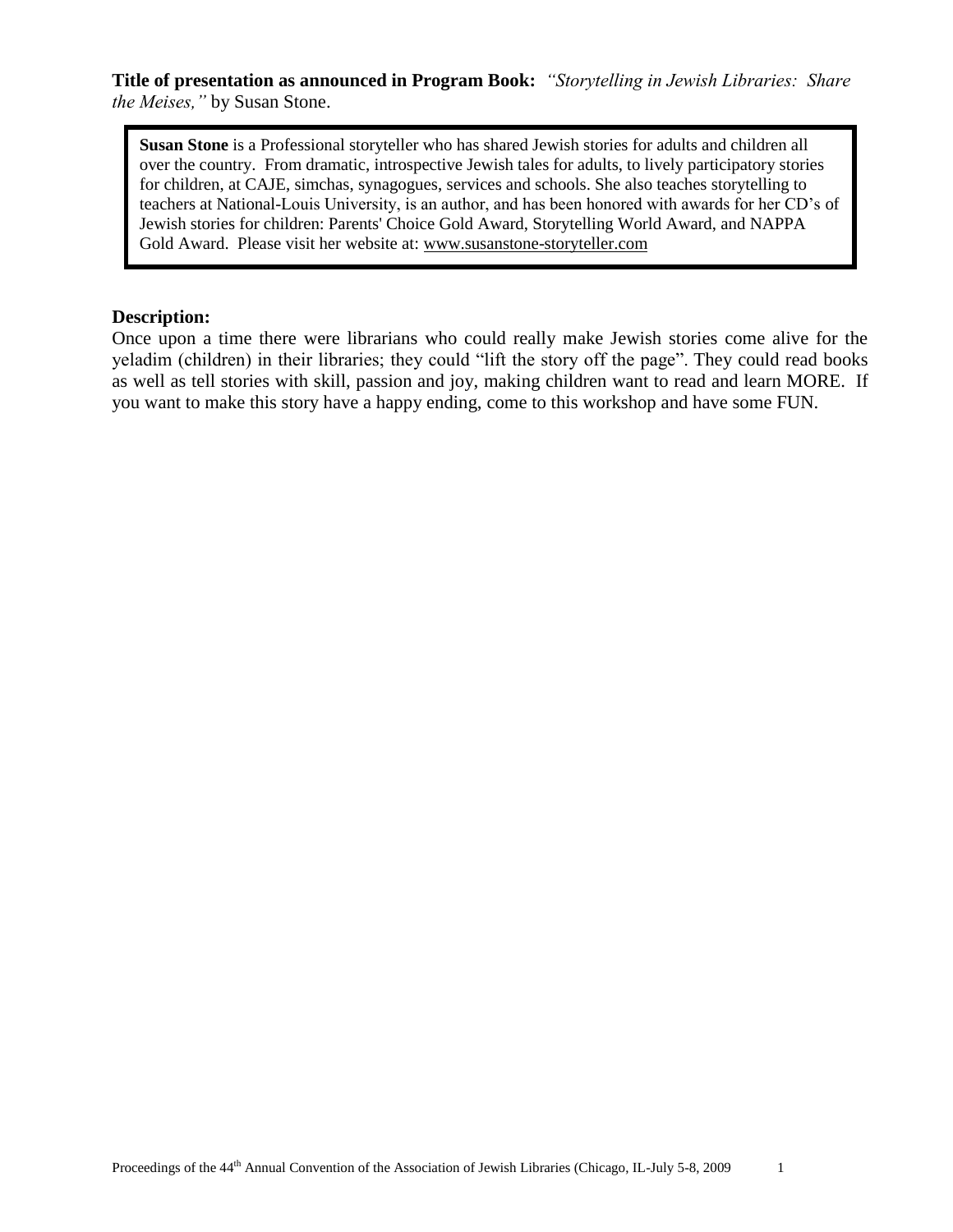**Title of presentation as announced in Program Book:** *"Storytelling in Jewish Libraries: Share the Meises,"* by Susan Stone.

> **Susan Stone** is a Professional storyteller who has shared Jewish stories for adults and children all over the country. From dramatic, introspective Jewish tales for adults, to lively participatory stories for children, at CAJE, simchas, synagogues, services and schools. She also teaches storytelling to teachers at National-Louis University, is an author, and has been honored with awards for her CD's of Jewish stories for children: Parents' Choice Gold Award, Storytelling World Award, and NAPPA Gold Award. Please visit her website at: www.susanstone-storyteller.com

**Description:**

Once upon a time there were librarians who could really make Jewish stories come alive for the yeladim (children) in their libraries; they could "lift the story off the page". They could read books as well as tell stories with skill, passion and joy, making children want to read and learn MORE. If you want to make this story have a happy ending, come to this workshop and have some FUN.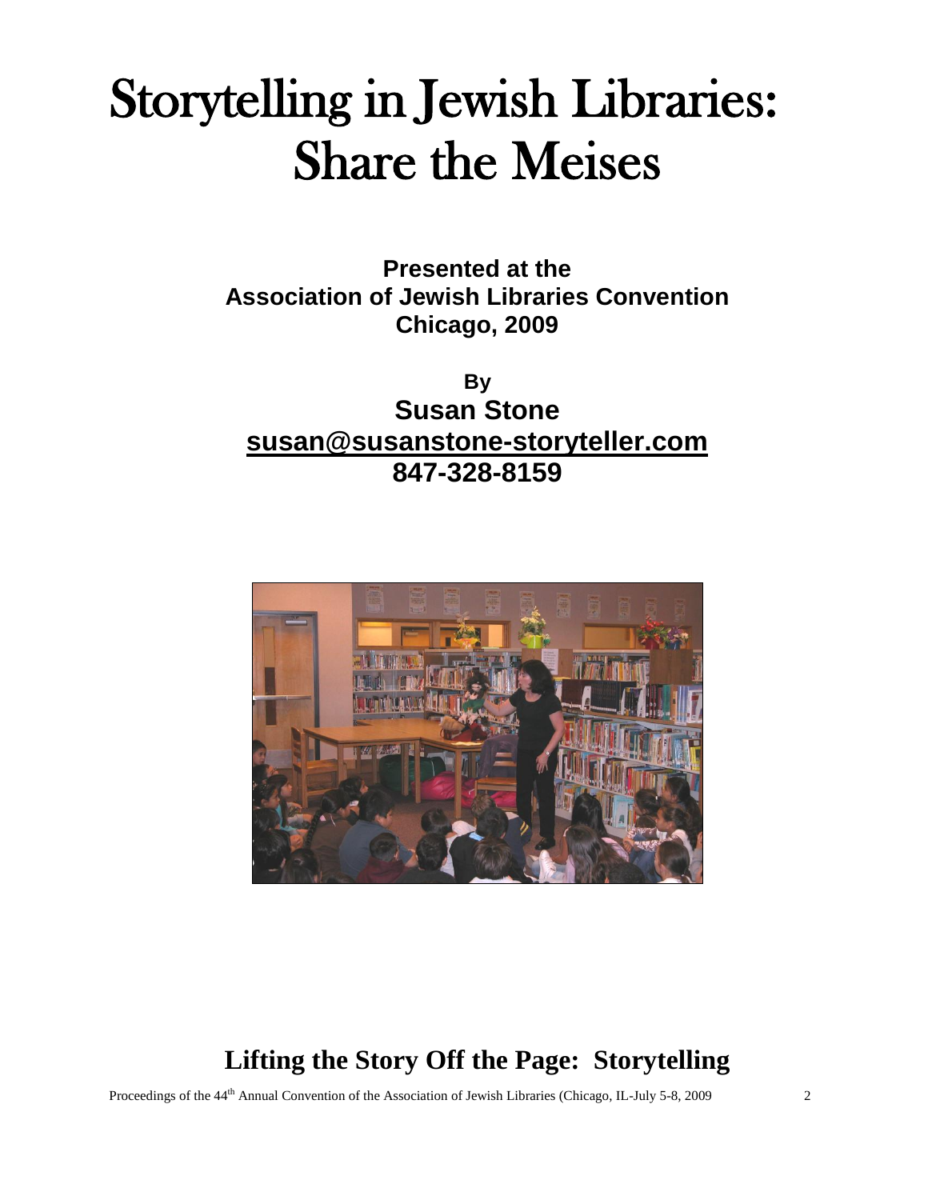# Storytelling in Jewish Libraries: Share the Meises

**Presented at the Association of Jewish Libraries Convention Chicago, 2009**

**By**
**Susan Stone**
**susan@susanstone-storyteller.com**
**847-328-8159**

## Lifting the Story Off the Page: Storytelling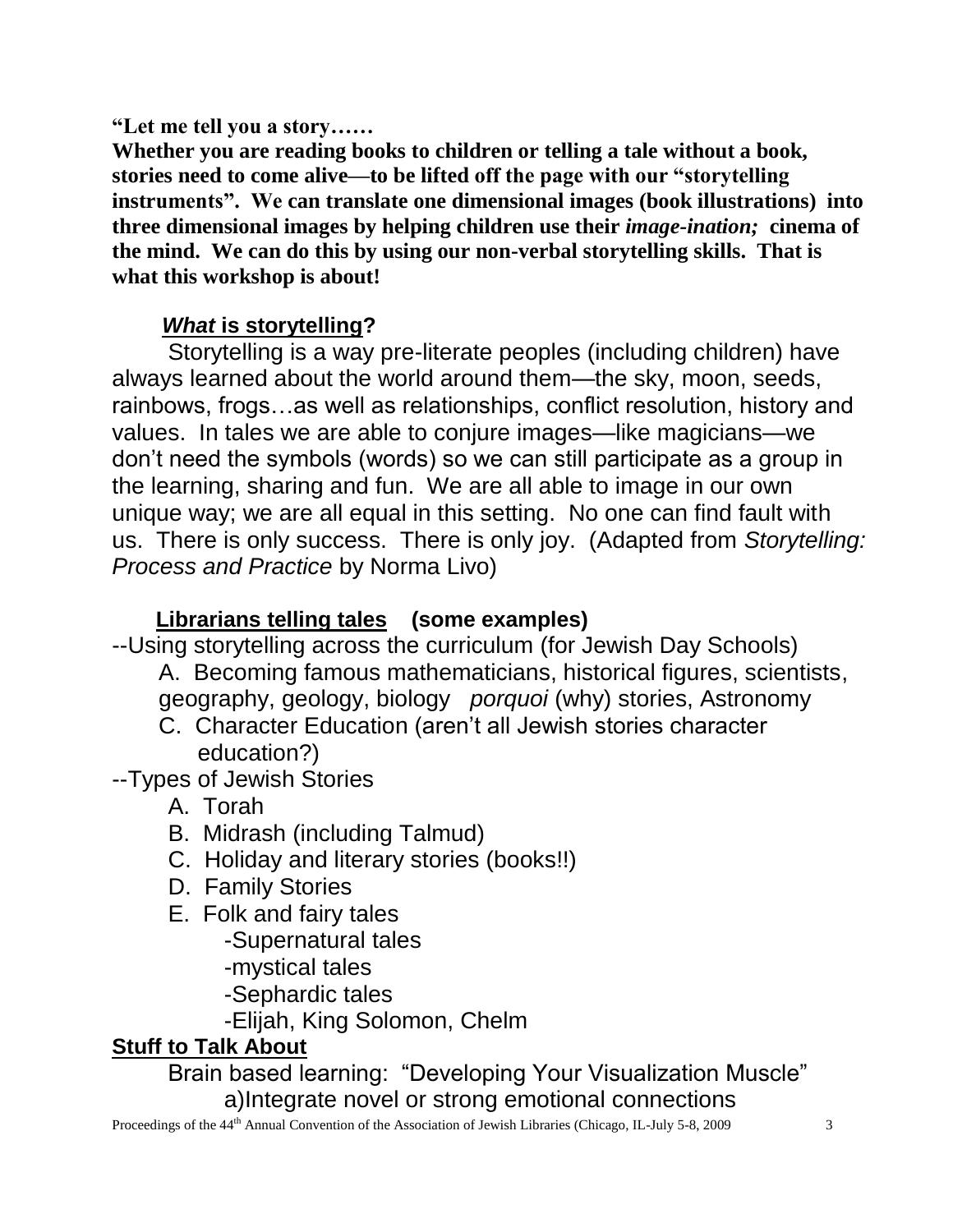**"Let me tell you a story……**

**Whether you are reading books to children or telling a tale without a book, stories need to come alive—to be lifted off the page with our "storytelling instruments". We can translate one dimensional images (book illustrations) into three dimensional images by helping children use their *image-ination;* cinema of the mind. We can do this by using our non-verbal storytelling skills. That is what this workshop is about!**

## ***What* is storytelling?**

Storytelling is a way pre-literate peoples (including children) have always learned about the world around them—the sky, moon, seeds, rainbows, frogs…as well as relationships, conflict resolution, history and values. In tales we are able to conjure images—like magicians—we don't need the symbols (words) so we can still participate as a group in the learning, sharing and fun. We are all able to image in our own unique way; we are all equal in this setting. No one can find fault with us. There is only success. There is only joy. (Adapted from *Storytelling: Process and Practice* by Norma Livo)

## **Librarians telling tales (some examples)**

--Using storytelling across the curriculum (for Jewish Day Schools)

A. Becoming famous mathematicians, historical figures, scientists, geography, geology, biology *porquoi* (why) stories, Astronomy

C. Character Education (aren't all Jewish stories character education?)

--Types of Jewish Stories

A. Torah

B. Midrash (including Talmud)

C. Holiday and literary stories (books!!)

D. Family Stories

E. Folk and fairy tales

- -Supernatural tales
- -mystical tales
- -Sephardic tales
- -Elijah, King Solomon, Chelm

## **Stuff to Talk About**

Brain based learning: "Developing Your Visualization Muscle"

a)Integrate novel or strong emotional connections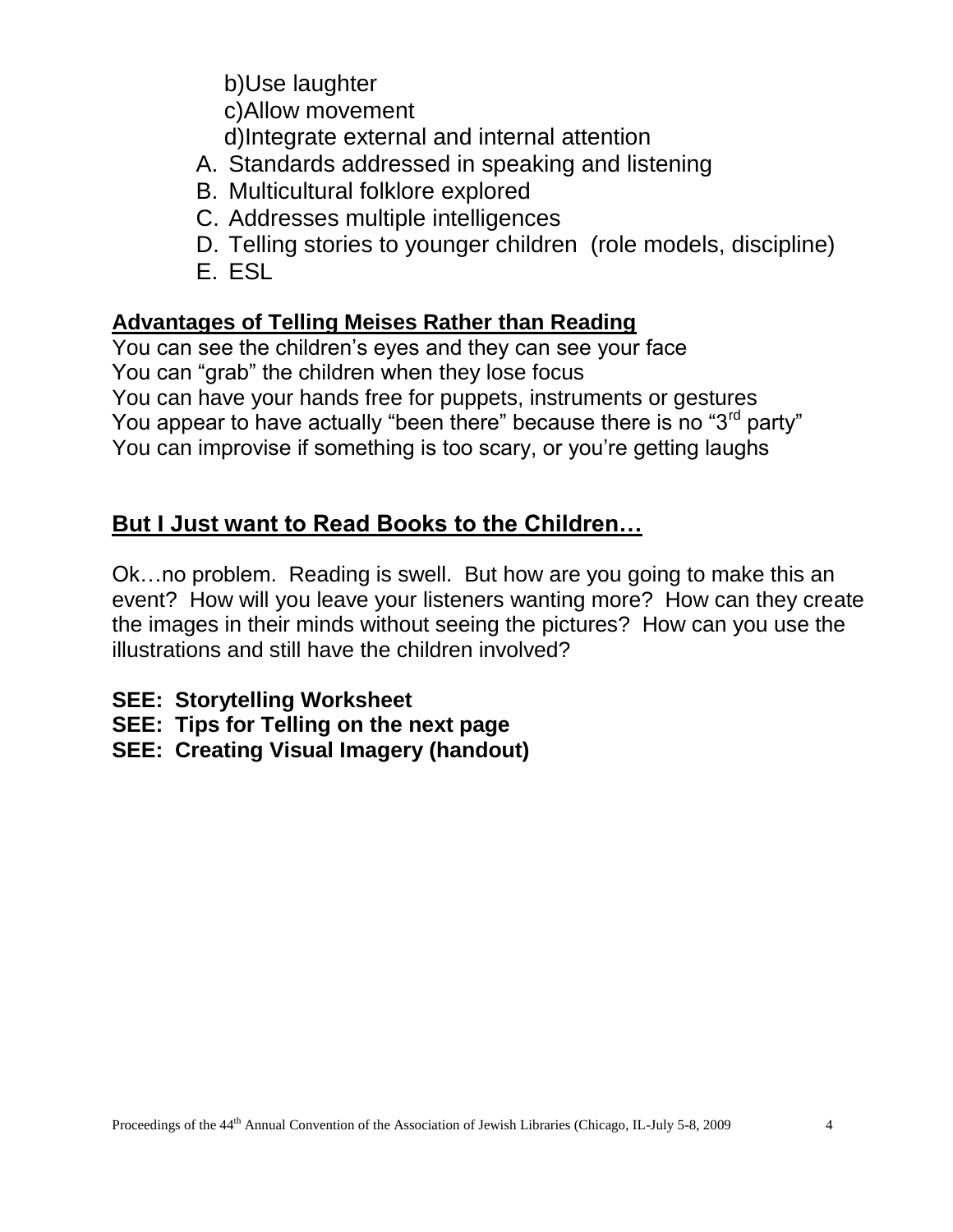b)Use laughter
  c)Allow movement
  d)Integrate external and internal attention

A. Standards addressed in speaking and listening
B. Multicultural folklore explored
C. Addresses multiple intelligences
D. Telling stories to younger children (role models, discipline)
E. ESL

**Advantages of Telling Meises Rather than Reading**

You can see the children's eyes and they can see your face
You can "grab" the children when they lose focus
You can have your hands free for puppets, instruments or gestures
You appear to have actually "been there" because there is no "3rd party"
You can improvise if something is too scary, or you're getting laughs

## But I Just want to Read Books to the Children…

Ok…no problem. Reading is swell. But how are you going to make this an event? How will you leave your listeners wanting more? How can they create the images in their minds without seeing the pictures? How can you use the illustrations and still have the children involved?

**SEE: Storytelling Worksheet**
**SEE: Tips for Telling on the next page**
**SEE: Creating Visual Imagery (handout)**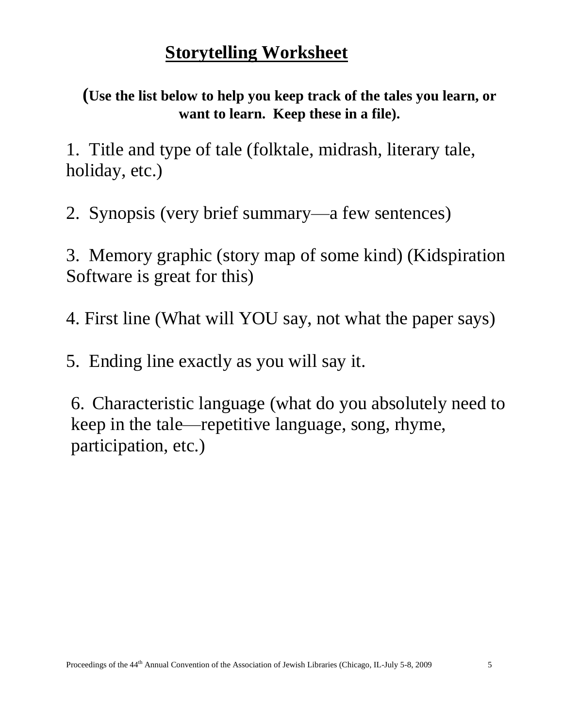# Storytelling Worksheet

**(Use the list below to help you keep track of the tales you learn, or want to learn. Keep these in a file).**

1. Title and type of tale (folktale, midrash, literary tale, holiday, etc.)

2. Synopsis (very brief summary—a few sentences)

3. Memory graphic (story map of some kind) (Kidspiration Software is great for this)

4. First line (What will YOU say, not what the paper says)

5. Ending line exactly as you will say it.

6. Characteristic language (what do you absolutely need to keep in the tale—repetitive language, song, rhyme, participation, etc.)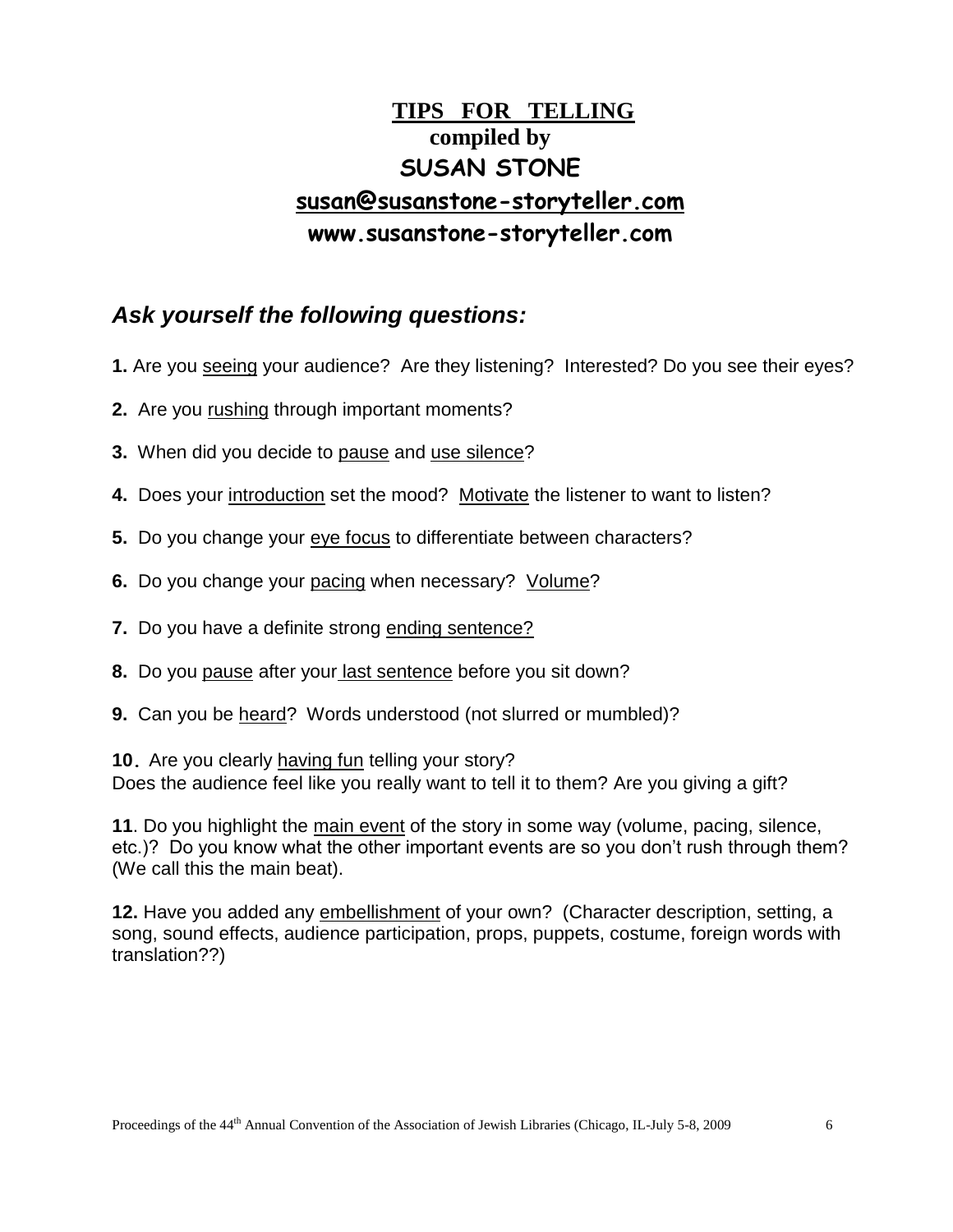# TIPS FOR TELLING

**compiled by**

**SUSAN STONE**

**susan@susanstone-storyteller.com**

**www.susanstone-storyteller.com**

## *Ask yourself the following questions:*

**1.** Are you seeing your audience? Are they listening? Interested? Do you see their eyes?

**2.** Are you rushing through important moments?

**3.** When did you decide to pause and use silence?

**4.** Does your introduction set the mood? Motivate the listener to want to listen?

**5.** Do you change your eye focus to differentiate between characters?

**6.** Do you change your pacing when necessary? Volume?

**7.** Do you have a definite strong ending sentence?

**8.** Do you pause after your last sentence before you sit down?

**9.** Can you be heard? Words understood (not slurred or mumbled)?

**10.** Are you clearly having fun telling your story?
Does the audience feel like you really want to tell it to them? Are you giving a gift?

**11**. Do you highlight the main event of the story in some way (volume, pacing, silence, etc.)? Do you know what the other important events are so you don't rush through them? (We call this the main beat).

**12.** Have you added any embellishment of your own? (Character description, setting, a song, sound effects, audience participation, props, puppets, costume, foreign words with translation??)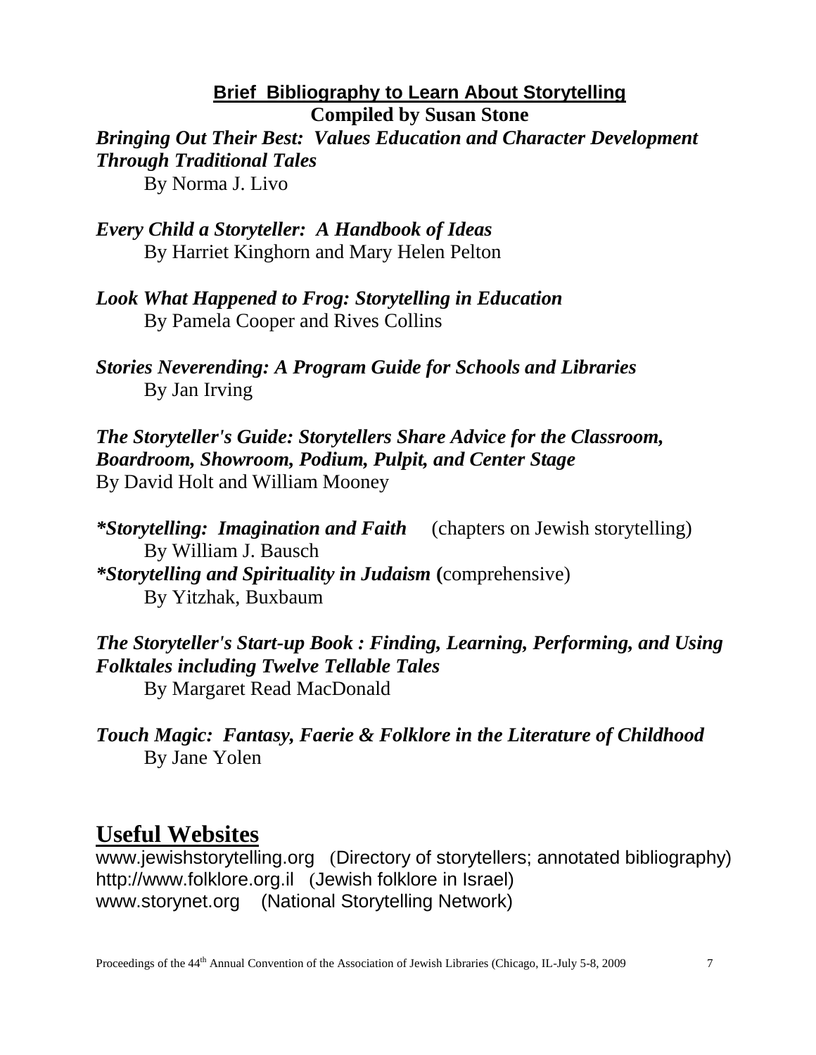## Brief Bibliography to Learn About Storytelling

**Compiled by Susan Stone**

***Bringing Out Their Best: Values Education and Character Development Through Traditional Tales***
By Norma J. Livo

***Every Child a Storyteller: A Handbook of Ideas***
By Harriet Kinghorn and Mary Helen Pelton

***Look What Happened to Frog: Storytelling in Education***
By Pamela Cooper and Rives Collins

***Stories Neverending: A Program Guide for Schools and Libraries***
By Jan Irving

***The Storyteller's Guide: Storytellers Share Advice for the Classroom, Boardroom, Showroom, Podium, Pulpit, and Center Stage***
By David Holt and William Mooney

***\*Storytelling: Imagination and Faith*** (chapters on Jewish storytelling)
By William J. Bausch

***\*Storytelling and Spirituality in Judaism*** **(**comprehensive)
By Yitzhak, Buxbaum

***The Storyteller's Start-up Book : Finding, Learning, Performing, and Using Folktales including Twelve Tellable Tales***
By Margaret Read MacDonald

***Touch Magic: Fantasy, Faerie & Folklore in the Literature of Childhood***
By Jane Yolen

## Useful Websites

www.jewishstorytelling.org (Directory of storytellers; annotated bibliography)
http://www.folklore.org.il (Jewish folklore in Israel)
www.storynet.org (National Storytelling Network)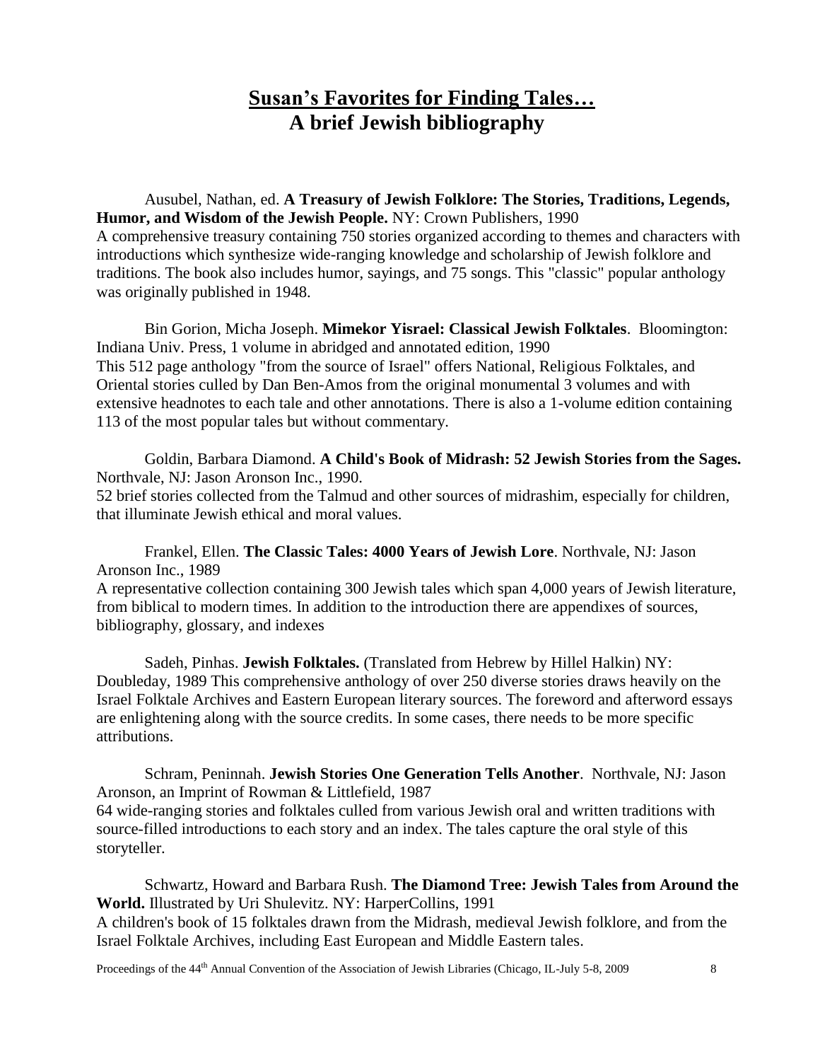# **Susan's Favorites for Finding Tales…**
# **A brief Jewish bibliography**

Ausubel, Nathan, ed. **A Treasury of Jewish Folklore: The Stories, Traditions, Legends, Humor, and Wisdom of the Jewish People.** NY: Crown Publishers, 1990
A comprehensive treasury containing 750 stories organized according to themes and characters with introductions which synthesize wide-ranging knowledge and scholarship of Jewish folklore and traditions. The book also includes humor, sayings, and 75 songs. This "classic" popular anthology was originally published in 1948.

Bin Gorion, Micha Joseph. **Mimekor Yisrael: Classical Jewish Folktales**. Bloomington: Indiana Univ. Press, 1 volume in abridged and annotated edition, 1990
This 512 page anthology "from the source of Israel" offers National, Religious Folktales, and Oriental stories culled by Dan Ben-Amos from the original monumental 3 volumes and with extensive headnotes to each tale and other annotations. There is also a 1-volume edition containing 113 of the most popular tales but without commentary.

Goldin, Barbara Diamond. **A Child's Book of Midrash: 52 Jewish Stories from the Sages.** Northvale, NJ: Jason Aronson Inc., 1990.
52 brief stories collected from the Talmud and other sources of midrashim, especially for children, that illuminate Jewish ethical and moral values.

Frankel, Ellen. **The Classic Tales: 4000 Years of Jewish Lore**. Northvale, NJ: Jason Aronson Inc., 1989
A representative collection containing 300 Jewish tales which span 4,000 years of Jewish literature, from biblical to modern times. In addition to the introduction there are appendixes of sources, bibliography, glossary, and indexes

Sadeh, Pinhas. **Jewish Folktales.** (Translated from Hebrew by Hillel Halkin) NY: Doubleday, 1989 This comprehensive anthology of over 250 diverse stories draws heavily on the Israel Folktale Archives and Eastern European literary sources. The foreword and afterword essays are enlightening along with the source credits. In some cases, there needs to be more specific attributions.

Schram, Peninnah. **Jewish Stories One Generation Tells Another**. Northvale, NJ: Jason Aronson, an Imprint of Rowman & Littlefield, 1987
64 wide-ranging stories and folktales culled from various Jewish oral and written traditions with source-filled introductions to each story and an index. The tales capture the oral style of this storyteller.

Schwartz, Howard and Barbara Rush. **The Diamond Tree: Jewish Tales from Around the World.** Illustrated by Uri Shulevitz. NY: HarperCollins, 1991
A children's book of 15 folktales drawn from the Midrash, medieval Jewish folklore, and from the Israel Folktale Archives, including East European and Middle Eastern tales.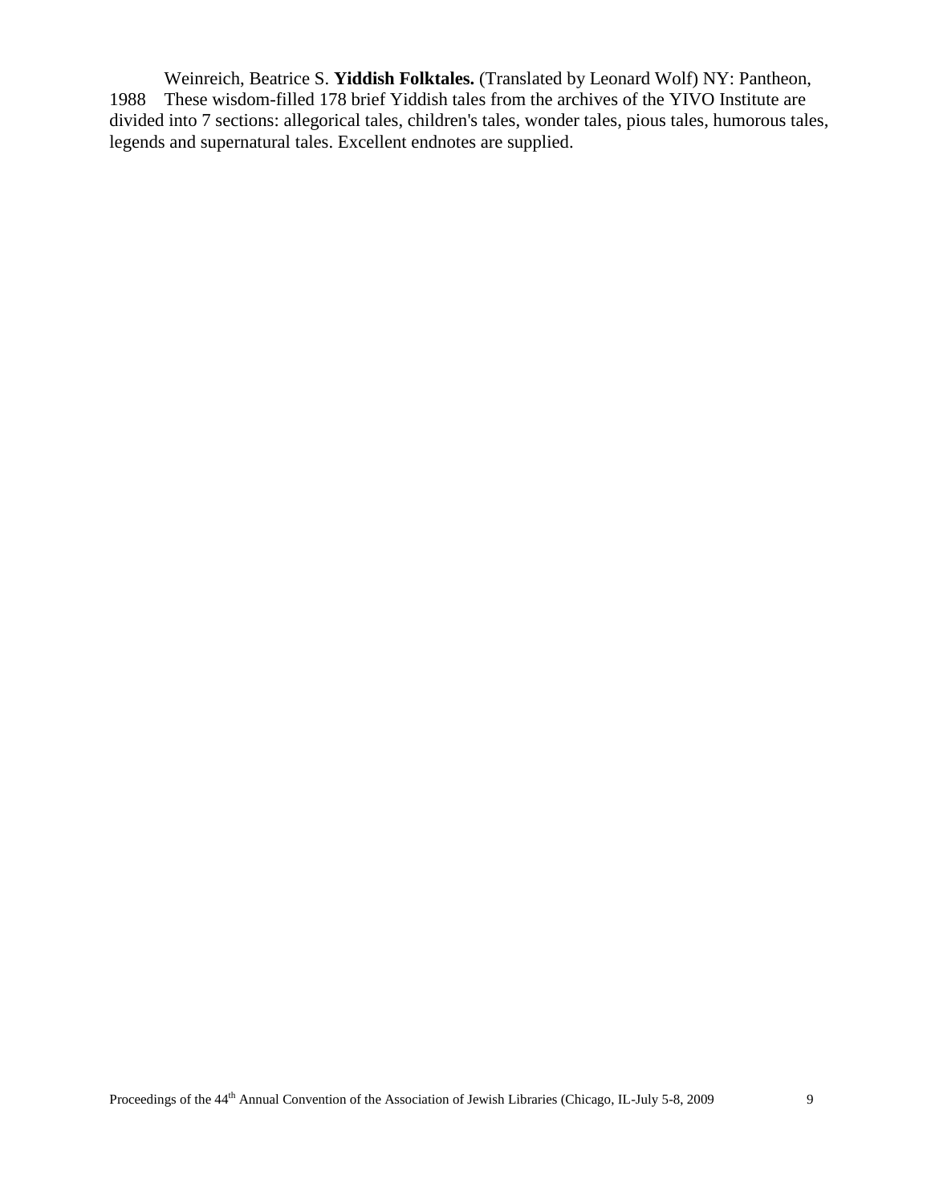Weinreich, Beatrice S. **Yiddish Folktales.** (Translated by Leonard Wolf) NY: Pantheon, 1988 These wisdom-filled 178 brief Yiddish tales from the archives of the YIVO Institute are divided into 7 sections: allegorical tales, children's tales, wonder tales, pious tales, humorous tales, legends and supernatural tales. Excellent endnotes are supplied.